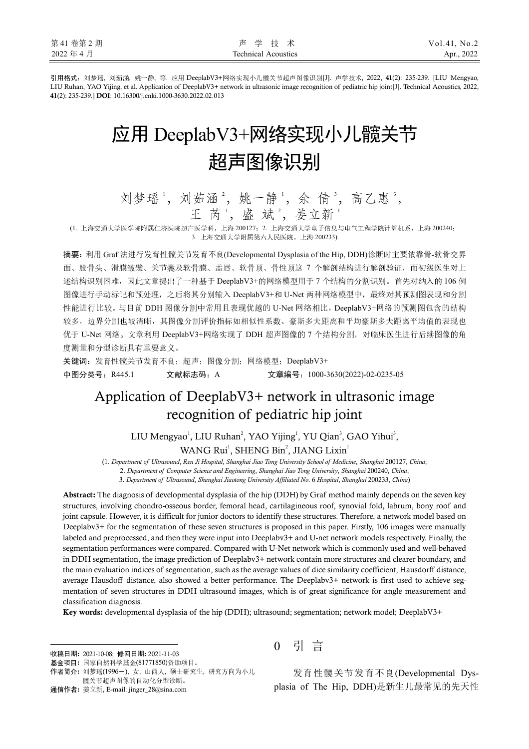引用格式：刘梦瑶，刘茹涵，姚一静，等．应用 DeeplabV3+网络实现小儿髋关节超声图像识别[J]．声学技术，2022，**41**(2)：235-239．[LIU Mengyao, LIU Ruhan, YAO Yijing, et al. Application of DeeplabV3+ network in ultrasonic image recognition of pediatric hip joint[J]. Technical Acoustics, 2022, **41**(2): 235-239.] **DOI**: 10.16300/j.cnki.1000-3630.2022.02.013

# 应用 DeeplabV3+网络实现小儿髋关节超声图像识别

刘梦瑶[1]，刘茹涵[2]，姚一静[1]，余 倩[3]，高乙惠[3]，王 芮[1]，盛 斌[2]，姜立新[1]

(1. 上海交通大学医学院附属仁济医院超声医学科，上海 200127；2. 上海交通大学电子信息与电气工程学院计算机系，上海 200240；3. 上海交通大学附属第六人民医院，上海 200233)

**摘要：**利用 Graf 法进行发育性髋关节发育不良(Developmental Dysplasia of the Hip, DDH)诊断时主要依靠骨-软骨交界面、股骨头、滑膜皱襞、关节囊及软骨膜、盂唇、软骨顶、骨性顶这 7 个解剖结构进行解剖验证，而初级医生对上述结构识别困难，因此文章提出了一种基于 DeeplabV3+的网络模型用于 7 个结构的分割识别。首先对纳入的 106 例图像进行手动标记和预处理，之后将其分别输入 DeeplabV3+和 U-Net 两种网络模型中，最终对其预测图表现和分割性能进行比较。与目前 DDH 图像分割中常用且表现优越的 U-Net 网络相比，DeeplabV3+网络的预测图包含的结构较多，边界分割也较清晰，其图像分割评价指标如相似性系数、豪斯多夫距离和平均豪斯多夫距离平均值的表现也优于 U-Net 网络。文章利用 DeeplabV3+网络实现了 DDH 超声图像的 7 个结构分割，对临床医生进行后续图像的角度测量和分型诊断具有重要意义。

**关键词：**发育性髋关节发育不良；超声；图像分割；网络模型；DeeplabV3+

**中图分类号：**R445.1　　**文献标志码：**A　　**文章编号：**1000-3630(2022)-02-0235-05

# Application of DeeplabV3+ network in ultrasonic image recognition of pediatric hip joint

LIU Mengyao[1], LIU Ruhan[2], YAO Yijing[1], YU Qian[3], GAO Yihui[3], WANG Rui[1], SHENG Bin[2], JIANG Lixin[1]

(1. *Department of Ultrasound*, *Ren Ji Hospital*, *Shanghai Jiao Tong University School of Medicine*, *Shanghai* 200127, *China*; 2. *Department of Computer Science and Engineering*, *Shanghai Jiao Tong University*, *Shanghai* 200240, *China*; 3. *Department of Ultrasound*, *Shanghai Jiaotong University Affiliated No*. 6 *Hospital*, *Shanghai* 200233, *China*)

**Abstract:** The diagnosis of developmental dysplasia of the hip (DDH) by Graf method mainly depends on the seven key structures, involving chondro-osseous border, femoral head, cartilagineous roof, synovial fold, labrum, bony roof and joint capsule. However, it is difficult for junior doctors to identify these structures. Therefore, a network model based on Deeplabv3+ for the segmentation of these seven structures is proposed in this paper. Firstly, 106 images were manually labeled and preprocessed, and then they were input into Deeplabv3+ and U-net network models respectively. Finally, the segmentation performances were compared. Compared with U-Net network which is commonly used and well-behaved in DDH segmentation, the image prediction of Deeplabv3+ network contain more structures and clearer boundary, and the main evaluation indices of segmentation, such as the average values of dice similarity coefficient, Hausdorff distance, average Hausdoff distance, also showed a better performance. The Deeplabv3+ network is first used to achieve segmentation of seven structures in DDH ultrasound images, which is of great significance for angle measurement and classification diagnosis.

**Key words:** developmental dysplasia of the hip (DDH); ultrasound; segmentation; network model; DeeplabV3+

## 0 引 言

发育性髋关节发育不良(Developmental Dysplasia of The Hip, DDH)是新生儿最常见的先天性

---

**收稿日期：**2021-10-08; **修回日期：**2021-11-03

**基金项目：**国家自然科学基金(81771850)资助项目。

**作者简介：**刘梦瑶(1996－), 女，山西人，硕士研究生，研究方向为小儿髋关节超声图像的自动化分型诊断。

**通信作者：**姜立新, E-mail: jinger_28@sina.com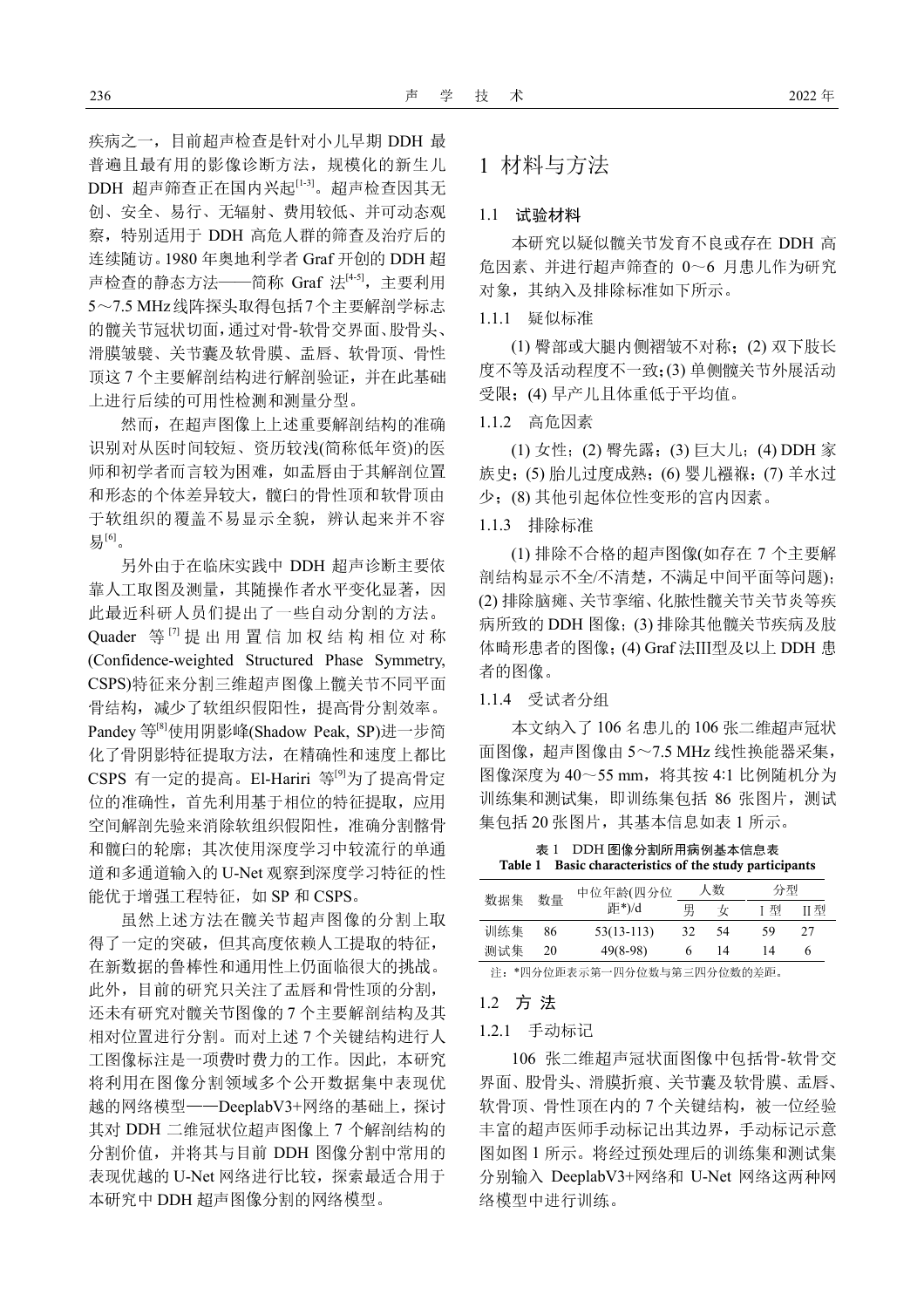疾病之一，目前超声检查是针对小儿早期 DDH 最普遍且最有用的影像诊断方法，规模化的新生儿 DDH 超声筛查正在国内兴起[1-3]。超声检查因其无创、安全、易行、无辐射、费用较低、并可动态观察，特别适用于 DDH 高危人群的筛查及治疗后的连续随访。1980 年奥地利学者 Graf 开创的 DDH 超声检查的静态方法——简称 Graf 法[4-5]，主要利用 5～7.5 MHz线阵探头取得包括7个主要解剖学标志的髋关节冠状切面，通过对骨-软骨交界面、股骨头、滑膜皱襞、关节囊及软骨膜、盂唇、软骨顶、骨性顶这 7 个主要解剖结构进行解剖验证，并在此基础上进行后续的可用性检测和测量分型。

然而，在超声图像上上述重要解剖结构的准确识别对从医时间较短、资历较浅(简称低年资)的医师和初学者而言较为困难，如盂唇由于其解剖位置和形态的个体差异较大，髋臼的骨性顶和软骨顶由于软组织的覆盖不易显示全貌，辨认起来并不容易[6]。

另外由于在临床实践中 DDH 超声诊断主要依靠人工取图及测量，其随操作者水平变化显著，因此最近科研人员们提出了一些自动分割的方法。Quader 等[7]提用置信加权结构相位对称(Confidence-weighted Structured Phase Symmetry, CSPS)特征来分割三维超声图像上髋关节不同平面骨结构，减少了软组织假阳性，提高骨分割效率。Pandey 等[8]使用阴影峰(Shadow Peak, SP)进一步简化了骨阴影特征提取方法，在精确性和速度上都比 CSPS 有一定的提高。El-Hariri 等[9]为了提高骨定位的准确性，首先利用基于相位的特征提取，应用空间解剖先验来消除软组织假阳性，准确分割髂骨和髋臼的轮廓；其次使用深度学习中较流行的单通道和多通道输入的 U-Net 观察到深度学习特征的性能优于增强工程特征，如 SP 和 CSPS。

虽然上述方法在髋关节超声图像的分割上取得了一定的突破，但其高度依赖人工提取的特征，在新数据的鲁棒性和通用性上仍面临很大的挑战。此外，目前的研究只关注了盂唇和骨性顶的分割，还未有研究对髋关节图像的 7 个主要解剖结构及其相对位置进行分割。而对上述 7 个关键结构进行人工图像标注是一项费时费力的工作。因此，本研究将利用在图像分割领域多个公开数据集中表现优越的网络模型——DeeplabV3+网络的基础上，探讨其对 DDH 二维冠状位超声图像上 7 个解剖结构的分割价值，并将其与目前 DDH 图像分割中常用的表现优越的 U-Net 网络进行比较，探索最适合用于本研究中 DDH 超声图像分割的网络模型。

# 1 材料与方法

## 1.1 试验材料

本研究以疑似髋关节发育不良或存在 DDH 高危因素、并进行超声筛查的 0～6 月患儿作为研究对象，其纳入及排除标准如下所示。

### 1.1.1 疑似标准

(1) 臀部或大腿内侧褶皱不对称；(2) 双下肢长度不等及活动程度不一致；(3) 单侧髋关节外展活动受限；(4) 早产儿且体重低于平均值。

### 1.1.2 高危因素

(1) 女性；(2) 臀先露；(3) 巨大儿；(4) DDH 家族史；(5) 胎儿过度成熟；(6) 婴儿襁褓；(7) 羊水过少；(8) 其他引起体位性变形的宫内因素。

### 1.1.3 排除标准

(1) 排除不合格的超声图像(如存在 7 个主要解剖结构显示不全/不清楚，不满足中间平面等问题)；(2) 排除脑瘫、关节挛缩、化脓性髋关节关节炎等疾病所致的 DDH 图像；(3) 排除其他髋关节疾病及肢体畸形患者的图像；(4) Graf 法Ⅲ型及以上 DDH 患者的图像。

### 1.1.4 受试者分组

本文纳入了 106 名患儿的 106 张二维超声冠状面图像，超声图像由 5～7.5 MHz 线性换能器采集，图像深度为 40～55 mm，将其按 4:1 比例随机分为训练集和测试集，即训练集包括 86 张图片，测试集包括 20 张图片，其基本信息如表 1 所示。

表 1　DDH 图像分割所用病例基本信息表
Table 1　Basic characteristics of the study participants

| 数据集 | 数量 | 中位年龄(四分位距*)/d | 人数 | | 分型 | |
|---|---|---|---|---|---|---|
| | | | 男 | 女 | Ⅰ型 | Ⅱ型 |
| 训练集 | 86 | 53(13-113) | 32 | 54 | 59 | 27 |
| 测试集 | 20 | 49(8-98) | 6 | 14 | 14 | 6 |

注：*四分位距表示第一四分位数与第三四分位数的差距。

## 1.2 方 法

### 1.2.1 手动标记

106 张二维超声冠状面图像中包括骨-软骨交界面、股骨头、滑膜折痕、关节囊及软骨膜、盂唇、软骨顶、骨性顶在内的 7 个关键结构，被一位经验丰富的超声医师手动标记出其边界，手动标记示意图如图 1 所示。将经过预处理后的训练集和测试集分别输入 DeeplabV3+网络和 U-Net 网络这两种网络模型中进行训练。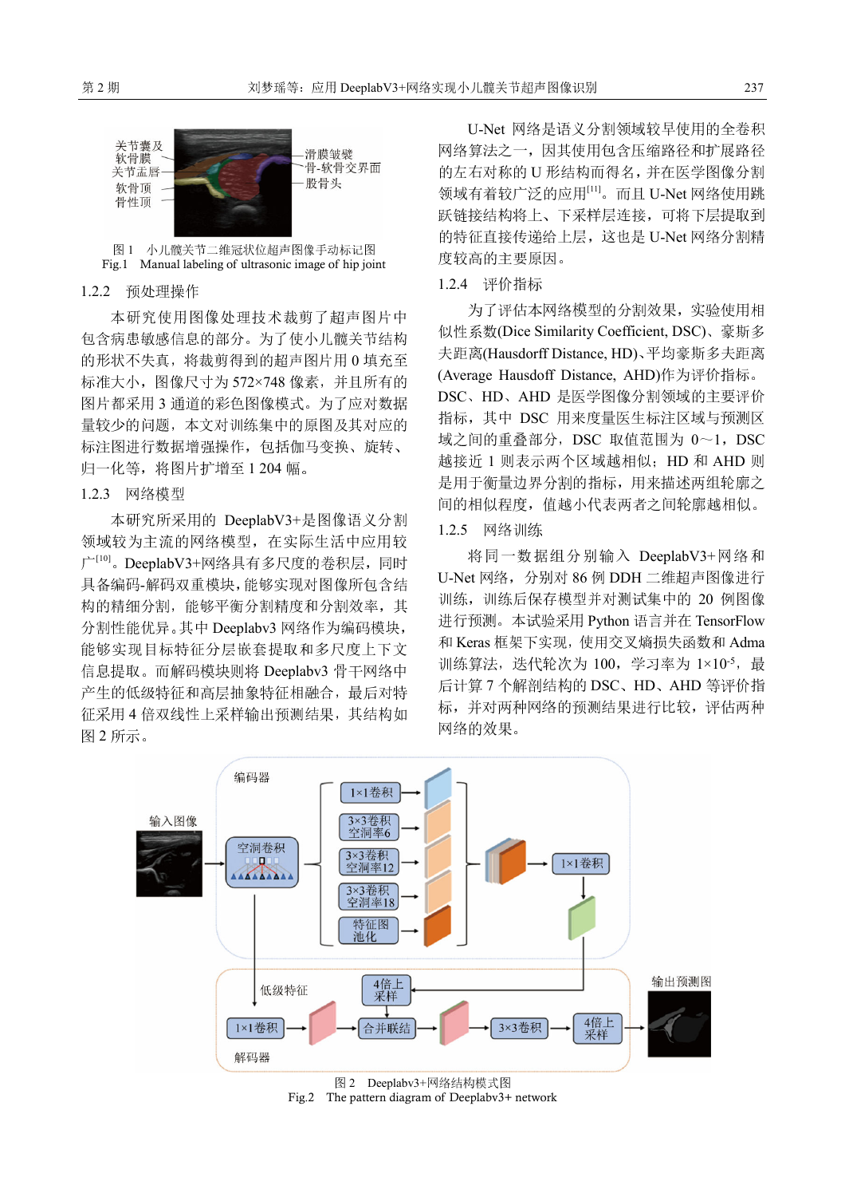图 1　小儿髋关节二维冠状位超声图像手动标记图

Fig.1　Manual labeling of ultrasonic image of hip joint

### 1.2.2　预处理操作

本研究使用图像处理技术裁剪了超声图片中包含病患敏感信息的部分。为了使小儿髋关节结构的形状不失真，将裁剪得到的超声图片用 0 填充至标准大小，图像尺寸为 572×748 像素，并且所有的图片都采用 3 通道的彩色图像模式。为了应对数据量较少的问题，本文对训练集中的原图及其对应的标注图进行数据增强操作，包括伽马变换、旋转、归一化等，将图片扩增至 1 204 幅。

### 1.2.3　网络模型

本研究所采用的 DeeplabV3+是图像语义分割领域较为主流的网络模型，在实际生活中应用较广[10]。DeeplabV3+网络具有多尺度的卷积层，同时具备编码-解码双重模块，能够实现对图像所包含结构的精细分割，能够平衡分割精度和分割效率，其分割性能优异。其中 Deeplabv3 网络作为编码模块，能够实现目标特征分层嵌套提取和多尺度上下文信息提取。而解码模块则将 Deeplabv3 骨干网络中产生的低级特征和高层抽象特征相融合，最后对特征采用 4 倍双线性上采样输出预测结果，其结构如图 2 所示。

U-Net 网络是语义分割领域较早使用的全卷积网络算法之一，因其使用包含压缩路径和扩展路径的左右对称的 U 形结构而得名，并在医学图像分割领域有着较广泛的应用[11]。而且 U-Net 网络使用跳跃链接结构将上、下采样层连接，可将下层提取到的特征直接传递给上层，这也是 U-Net 网络分割精度较高的主要原因。

### 1.2.4　评价指标

为了评估本网络模型的分割效果，实验使用相似性系数(Dice Similarity Coefficient, DSC)、豪斯多夫距离(Hausdorff Distance, HD)、平均豪斯多夫距离(Average Hausdoff Distance, AHD)作为评价指标。DSC、HD、AHD 是医学图像分割领域的主要评价指标，其中 DSC 用来量度医生标注区域与预测区域之间的重叠部分，DSC 取值范围为 0～1，DSC 越接近 1 则表示两个区域越相似；HD 和 AHD 则是用于衡量边界分割的指标，用来描述两组轮廓之间的相似程度，值越小代表两者之间轮廓越相似。

### 1.2.5　网络训练

将同一数据组分别输入 DeeplabV3+网络和 U-Net 网络，分别对 86 例 DDH 二维超声图像进行训练，训练后保存模型并对测试集中的 20 例图像进行预测。本试验采用 Python 语言并在 TensorFlow 和 Keras 框架下实现，使用交叉熵损失函数和 Adma 训练算法，迭代轮次为 100，学习率为 $1\times10^{-5}$，最后计算 7 个解剖结构的 DSC、HD、AHD 等评价指标，并对两种网络的预测结果进行比较，评估两种网络的效果。

图 2　Deeplabv3+网络结构模式图

Fig.2　The pattern diagram of Deeplabv3+ network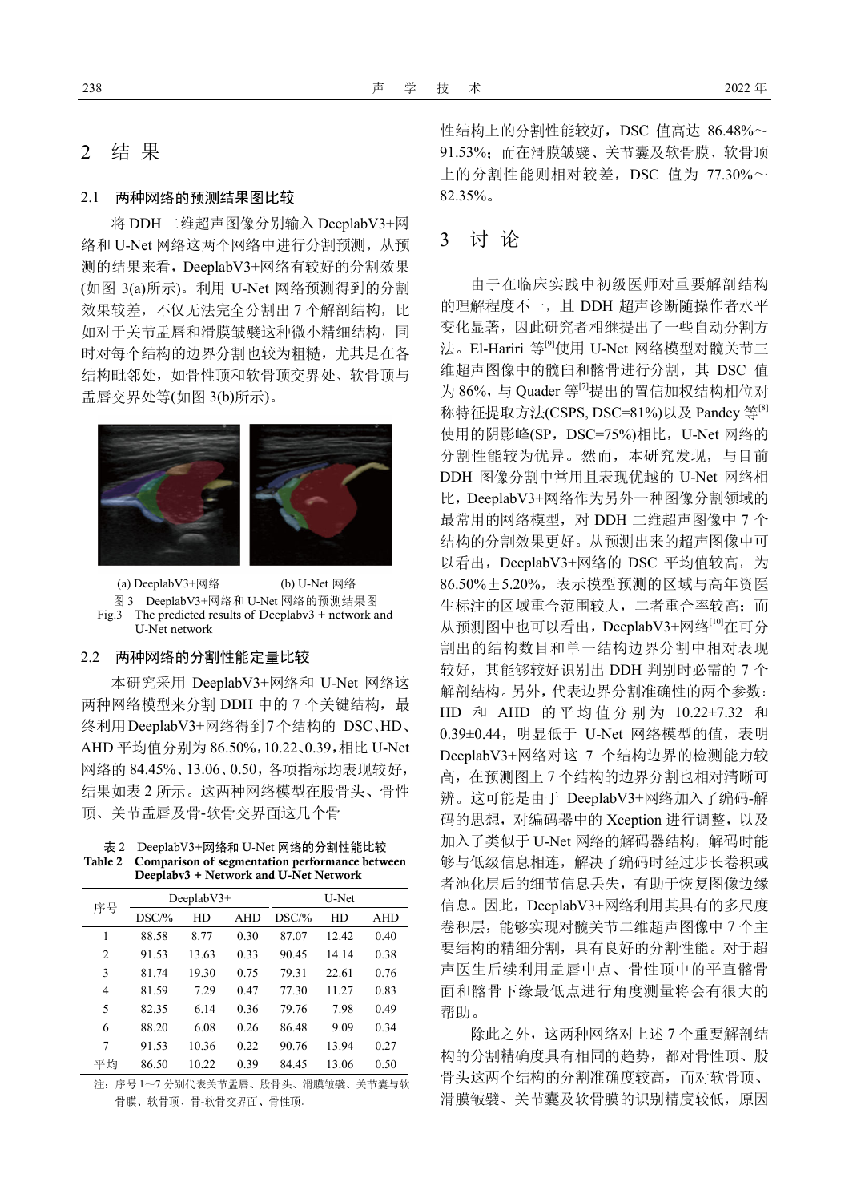## 2 结 果

### 2.1 两种网络的预测结果图比较

将 DDH 二维超声图像分别输入 DeeplabV3+网络和 U-Net 网络这两个网络中进行分割预测，从预测的结果来看，DeeplabV3+网络有较好的分割效果(如图 3(a)所示)。利用 U-Net 网络预测得到的分割效果较差，不仅无法完全分割出 7 个解剖结构，比如对于关节盂唇和滑膜皱襞这种微小精细结构，同时对每个结构的边界分割也较为粗糙，尤其是在各结构毗邻处，如骨性顶和软骨顶交界处、软骨顶与盂唇交界处等(如图 3(b)所示)。

(a) DeeplabV3+网络　　(b) U-Net 网络

图 3 DeeplabV3+网络和 U-Net 网络的预测结果图

Fig.3 The predicted results of Deeplabv3 + network and U-Net network

### 2.2 两种网络的分割性能定量比较

本研究采用 DeeplabV3+网络和 U-Net 网络这两种网络模型来分割 DDH 中的 7 个关键结构，最终利用DeeplabV3+网络得到7个结构的 DSC、HD、AHD 平均值分别为 86.50%，10.22、0.39，相比 U-Net 网络的 84.45%、13.06、0.50，各项指标均表现较好，结果如表 2 所示。这两种网络模型在股骨头、骨性顶、关节盂唇及骨-软骨交界面这几个性结构上的分割性能较好，DSC 值高达 86.48%～91.53%；而在滑膜皱襞、关节囊及软骨膜、软骨顶上的分割性能则相对较差，DSC 值为 77.30%～82.35%。

表 2 DeeplabV3+网络和 U-Net 网络的分割性能比较

Table 2 Comparison of segmentation performance between Deeplabv3 + Network and U-Net Network

| 序号 | DeeplabV3+ | | | U-Net | | |
|---|---|---|---|---|---|---|
| | DSC/% | HD | AHD | DSC/% | HD | AHD |
| 1 | 88.58 | 8.77 | 0.30 | 87.07 | 12.42 | 0.40 |
| 2 | 91.53 | 13.63 | 0.33 | 90.45 | 14.14 | 0.38 |
| 3 | 81.74 | 19.30 | 0.75 | 79.31 | 22.61 | 0.76 |
| 4 | 81.59 | 7.29 | 0.47 | 77.30 | 11.27 | 0.83 |
| 5 | 82.35 | 6.14 | 0.36 | 79.76 | 7.98 | 0.49 |
| 6 | 88.20 | 6.08 | 0.26 | 86.48 | 9.09 | 0.34 |
| 7 | 91.53 | 10.36 | 0.22 | 90.76 | 13.94 | 0.27 |
| 平均 | 86.50 | 10.22 | 0.39 | 84.45 | 13.06 | 0.50 |

注：序号 1～7 分别代表关节盂唇、股骨头、滑膜皱襞、关节囊与软骨膜、软骨顶、骨-软骨交界面、骨性顶。

## 3 讨 论

由于在临床实践中初级医师对重要解剖结构的理解程度不一，且 DDH 超声诊断随操作者水平变化显著，因此研究者相继提出了一些自动分割方法。El-Hariri 等[9]使用 U-Net 网络模型对髋关节三维超声图像中的髋臼和髂骨进行分割，其 DSC 值为 86%，与 Quader 等[7]提出的置信加权结构相位对称特征提取方法(CSPS, DSC=81%)以及 Pandey 等[8]使用的阴影峰(SP，DSC=75%)相比，U-Net 网络的分割性能较为优异。然而，本研究发现，与目前 DDH 图像分割中常用且表现优越的 U-Net 网络相比，DeeplabV3+网络作为另外一种图像分割领域的最常用的网络模型，对 DDH 二维超声图像中 7 个结构的分割效果更好。从预测出来的超声图像中可以看出，DeeplabV3+网络的 DSC 平均值较高，为 86.50%±5.20%，表示模型预测的区域与高年资医生标注的区域重合范围较大，二者重合率较高；而从预测图中也可以看出，DeeplabV3+网络[10]在可分割出的结构数目和单一结构边界分割中相对表现较好，其能够较好识别出 DDH 判别时必需的 7 个解剖结构。另外，代表边界分割准确性的两个参数：HD 和 AHD 的平均值分别为 10.22±7.32 和 0.39±0.44，明显低于 U-Net 网络模型的值，表明 DeeplabV3+网络对这 7 个结构边界的检测能力较高，在预测图上 7 个结构的边界分割也相对清晰可辨。这可能是由于 DeeplabV3+网络加入了编码-解码的思想，对编码器中的 Xception 进行调整，以及加入了类似于 U-Net 网络的解码器结构，解码时能够与低级信息相连，解决了编码时经过步长卷积或者池化层后的细节信息丢失，有助于恢复图像边缘信息。因此，DeeplabV3+网络利用其具有的多尺度卷积层，能够实现对髋关节二维超声图像中 7 个主要结构的精细分割，具有良好的分割性能。对于超声医生后续利用盂唇中点、骨性顶中的平直髂骨面和髂骨下缘最低点进行角度测量将会有很大的帮助。

除此之外，这两种网络对上述 7 个重要解剖结构的分割精确度具有相同的趋势，都对骨性顶、股骨头这两个结构的分割准确度较高，而对软骨顶、滑膜皱襞、关节囊及软骨膜的识别精度较低，原因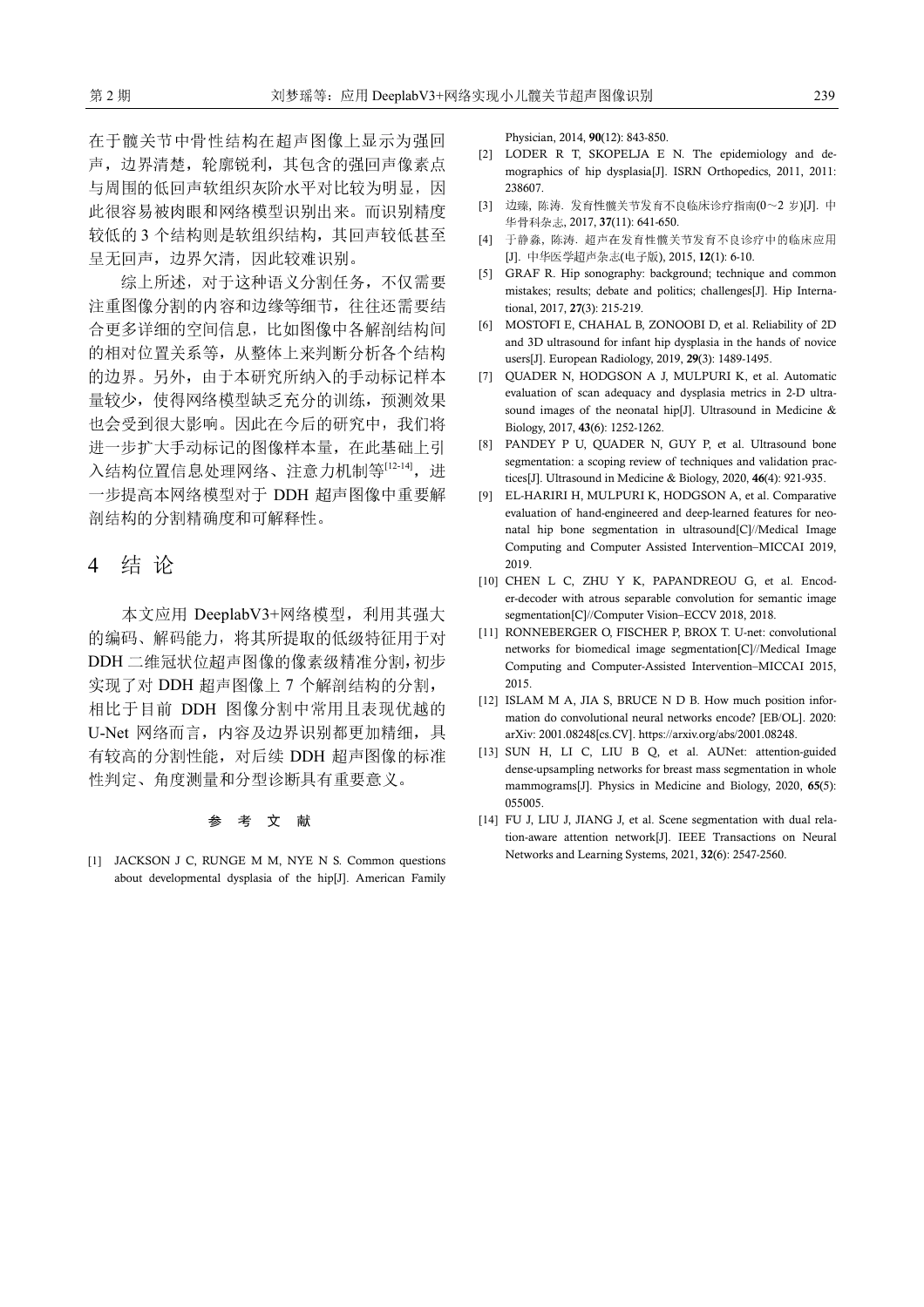在于髋关节中骨性结构在超声图像上显示为强回声，边界清楚，轮廓锐利，其包含的强回声像素点与周围的低回声软组织灰阶水平对比较为明显，因此很容易被肉眼和网络模型识别出来。而识别精度较低的 3 个结构则是软组织结构，其回声较低甚至呈无回声，边界欠清，因此较难识别。

综上所述，对于这种语义分割任务，不仅需要注重图像分割的内容和边缘等细节，往往还需要结合更多详细的空间信息，比如图像中各解剖结构间的相对位置关系等，从整体上来判断分析各个结构的边界。另外，由于本研究所纳入的手动标记样本量较少，使得网络模型缺乏充分的训练，预测效果也会受到很大影响。因此在今后的研究中，我们将进一步扩大手动标记的图像样本量，在此基础上引入结构位置信息处理网络、注意力机制等[12-14]，进一步提高本网络模型对于 DDH 超声图像中重要解剖结构的分割精确度和可解释性。

## 4 结 论

本文应用 DeeplabV3+网络模型，利用其强大的编码、解码能力，将其所提取的低级特征用于对 DDH 二维冠状位超声图像的像素级精准分割，初步实现了对 DDH 超声图像上 7 个解剖结构的分割，相比于目前 DDH 图像分割中常用且表现优越的 U-Net 网络而言，内容及边界识别都更加精细，具有较高的分割性能，对后续 DDH 超声图像的标准性判定、角度测量和分型诊断具有重要意义。

### 参 考 文 献

[1] JACKSON J C, RUNGE M M, NYE N S. Common questions about developmental dysplasia of the hip[J]. American Family Physician, 2014, **90**(12): 843-850.

[2] LODER R T, SKOPELJA E N. The epidemiology and demographics of hip dysplasia[J]. ISRN Orthopedics, 2011, 2011: 238607.

[3] 边臻, 陈涛. 发育性髋关节发育不良临床诊疗指南(0～2 岁)[J]. 中华骨科杂志, 2017, **37**(11): 641-650.

[4] 于静淼, 陈涛. 超声在发育性髋关节发育不良诊疗中的临床应用[J]. 中华医学超声杂志(电子版), 2015, **12**(1): 6-10.

[5] GRAF R. Hip sonography: background; technique and common mistakes; results; debate and politics; challenges[J]. Hip International, 2017, **27**(3): 215-219.

[6] MOSTOFI E, CHAHAL B, ZONOOBI D, et al. Reliability of 2D and 3D ultrasound for infant hip dysplasia in the hands of novice users[J]. European Radiology, 2019, **29**(3): 1489-1495.

[7] QUADER N, HODGSON A J, MULPURI K, et al. Automatic evaluation of scan adequacy and dysplasia metrics in 2-D ultrasound images of the neonatal hip[J]. Ultrasound in Medicine & Biology, 2017, **43**(6): 1252-1262.

[8] PANDEY P U, QUADER N, GUY P, et al. Ultrasound bone segmentation: a scoping review of techniques and validation practices[J]. Ultrasound in Medicine & Biology, 2020, **46**(4): 921-935.

[9] EL-HARIRI H, MULPURI K, HODGSON A, et al. Comparative evaluation of hand-engineered and deep-learned features for neonatal hip bone segmentation in ultrasound[C]//Medical Image Computing and Computer Assisted Intervention–MICCAI 2019, 2019.

[10] CHEN L C, ZHU Y K, PAPANDREOU G, et al. Encoder-decoder with atrous separable convolution for semantic image segmentation[C]//Computer Vision–ECCV 2018, 2018.

[11] RONNEBERGER O, FISCHER P, BROX T. U-net: convolutional networks for biomedical image segmentation[C]//Medical Image Computing and Computer-Assisted Intervention–MICCAI 2015, 2015.

[12] ISLAM M A, JIA S, BRUCE N D B. How much position information do convolutional neural networks encode? [EB/OL]. 2020: arXiv: 2001.08248[cs.CV]. https://arxiv.org/abs/2001.08248.

[13] SUN H, LI C, LIU B Q, et al. AUNet: attention-guided dense-upsampling networks for breast mass segmentation in whole mammograms[J]. Physics in Medicine and Biology, 2020, **65**(5): 055005.

[14] FU J, LIU J, JIANG J, et al. Scene segmentation with dual relation-aware attention network[J]. IEEE Transactions on Neural Networks and Learning Systems, 2021, **32**(6): 2547-2560.